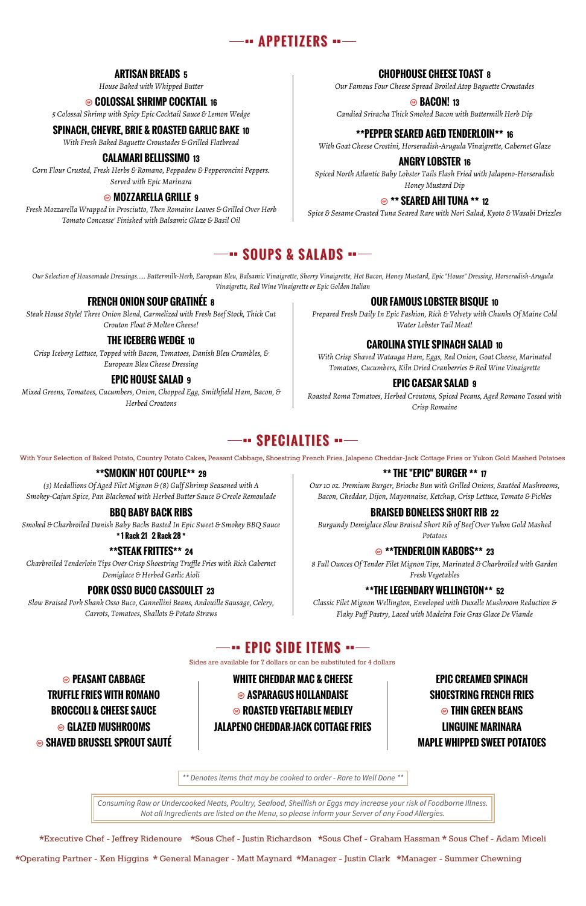# APPETIZERS

### ARTISAN BREADS 5
*House Baked with Whipped Butter*

### COLOSSAL SHRIMP COCKTAIL 16
*5 Colossal Shrimp with Spicy Epic Cocktail Sauce & Lemon Wedge*

### SPINACH, CHEVRE, BRIE & ROASTED GARLIC BAKE 10
*With Fresh Baked Baguette Croustades & Grilled Flatbread*

### CALAMARI BELLISSIMO 13
*Corn Flour Crusted, Fresh Herbs & Romano, Peppadew & Pepperoncini Peppers. Served with Epic Marinara*

### MOZZARELLA GRILLE 9
*Fresh Mozzarella Wrapped in Prosciutto, Then Romaine Leaves & Grilled Over Herb Tomato Concasse' Finished with Balsamic Glaze & Basil Oil*

### CHOPHOUSE CHEESE TOAST 8
*Our Famous Four Cheese Spread Broiled Atop Baguette Croustades*

### BACON! 13
*Candied Sriracha Thick Smoked Bacon with Buttermilk Herb Dip*

### **PEPPER SEARED AGED TENDERLOIN** 16
*With Goat Cheese Crostini, Horseradish-Arugula Vinaigrette, Cabernet Glaze*

### ANGRY LOBSTER 16
*Spiced North Atlantic Baby Lobster Tails Flash Fried with Jalapeno-Horseradish Honey Mustard Dip*

### ** SEARED AHI TUNA ** 12
*Spice & Sesame Crusted Tuna Seared Rare with Nori Salad, Kyoto & Wasabi Drizzles*

# SOUPS & SALADS

*Our Selection of Housemade Dressings..... Buttermilk-Herb, European Bleu, Balsamic Vinaigrette, Sherry Vinaigrette, Hot Bacon, Honey Mustard, Epic "House" Dressing, Horseradish-Arugula Vinaigrette, Red Wine Vinaigrette or Epic Golden Italian*

### FRENCH ONION SOUP GRATINÉE 8
*Steak House Style! Three Onion Blend, Carmelized with Fresh Beef Stock, Thick Cut Crouton Float & Molten Cheese!*

### THE ICEBERG WEDGE 10
*Crisp Iceberg Lettuce, Topped with Bacon, Tomatoes, Danish Bleu Crumbles, & European Bleu Cheese Dressing*

### EPIC HOUSE SALAD 9
*Mixed Greens, Tomatoes, Cucumbers, Onion, Chopped Egg, Smithfield Ham, Bacon, & Herbed Croutons*

### OUR FAMOUS LOBSTER BISQUE 10
*Prepared Fresh Daily In Epic Fashion, Rich & Velvety with Chunks Of Maine Cold Water Lobster Tail Meat!*

### CAROLINA STYLE SPINACH SALAD 10
*With Crisp Shaved Watauga Ham, Eggs, Red Onion, Goat Cheese, Marinated Tomatoes, Cucumbers, Kiln Dried Cranberries & Red Wine Vinaigrette*

### EPIC CAESAR SALAD 9
*Roasted Roma Tomatoes, Herbed Croutons, Spiced Pecans, Aged Romano Tossed with Crisp Romaine*

# SPECIALTIES

With Your Selection of Baked Potato, Country Potato Cakes, Peasant Cabbage, Shoestring French Fries, Jalapeno Cheddar-Jack Cottage Fries or Yukon Gold Mashed Potatoes

### **SMOKIN' HOT COUPLE** 29
*(3) Medallions Of Aged Filet Mignon & (8) Gulf Shrimp Seasoned with A Smokey-Cajun Spice, Pan Blackened with Herbed Butter Sauce & Creole Remoulade*

### BBQ BABY BACK RIBS
*Smoked & Charbroiled Danish Baby Backs Basted In Epic Sweet & Smokey BBQ Sauce*
**\* 1 Rack 21 2 Rack 28 \***

### **STEAK FRITTES** 24
*Charbroiled Tenderloin Tips Over Crisp Shoestring Truffle Fries with Rich Cabernet Demiglace & Herbed Garlic Aioli*

### PORK OSSO BUCO CASSOULET 23
*Slow Braised Pork Shank Osso Buco, Cannellini Beans, Andouille Sausage, Celery, Carrots, Tomatoes, Shallots & Potato Straws*

### ** THE "EPIC" BURGER ** 17
*Our 10 oz. Premium Burger, Brioche Bun with Grilled Onions, Sautéed Mushrooms, Bacon, Cheddar, Dijon, Mayonnaise, Ketchup, Crisp Lettuce, Tomato & Pickles*

### BRAISED BONELESS SHORT RIB 22
*Burgundy Demiglace Slow Braised Short Rib of Beef Over Yukon Gold Mashed Potatoes*

### **TENDERLOIN KABOBS** 23
*8 Full Ounces Of Tender Filet Mignon Tips, Marinated & Charbroiled with Garden Fresh Vegetables*

### **THE LEGENDARY WELLINGTON** 52
*Classic Filet Mignon Wellington, Enveloped with Duxelle Mushroom Reduction & Flaky Puff Pastry, Laced with Madeira Foie Gras Glace De Viande*

# EPIC SIDE ITEMS

Sides are available for 7 dollars or can be substituted for 4 dollars

- PEASANT CABBAGE
- TRUFFLE FRIES WITH ROMANO
- BROCCOLI & CHEESE SAUCE
- GLAZED MUSHROOMS
- SHAVED BRUSSEL SPROUT SAUTÉ
- WHITE CHEDDAR MAC & CHEESE
- ASPARAGUS HOLLANDAISE
- ROASTED VEGETABLE MEDLEY
- JALAPENO CHEDDAR-JACK COTTAGE FRIES
- EPIC CREAMED SPINACH
- SHOESTRING FRENCH FRIES
- THIN GREEN BEANS
- LINGUINE MARINARA
- MAPLE WHIPPED SWEET POTATOES

*** Denotes items that may be cooked to order - Rare to Well Done ***

*Consuming Raw or Undercooked Meats, Poultry, Seafood, Shellfish or Eggs may increase your risk of Foodborne Illness. Not all Ingredients are listed on the Menu, so please inform your Server of any Food Allergies.*

*Executive Chef - Jeffrey Ridenoure *Sous Chef - Justin Richardson *Sous Chef - Graham Hassman * Sous Chef - Adam Miceli

*Operating Partner - Ken Higgins * General Manager - Matt Maynard *Manager - Justin Clark *Manager - Summer Chewning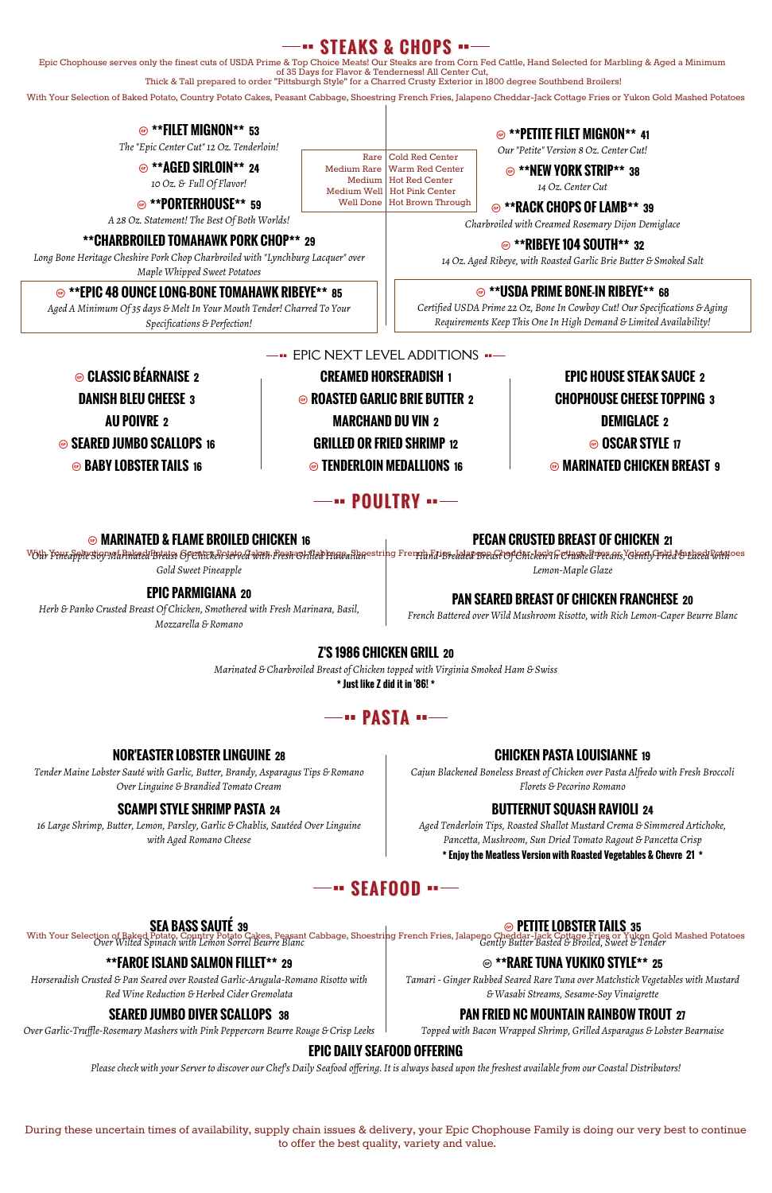# STEAKS & CHOPS

Epic Chophouse serves only the finest cuts of USDA Prime & Top Choice Meats! Our Steaks are from Corn Fed Cattle, Hand Selected for Marbling & Aged a Minimum of 35 Days for Flavor & Tenderness! All Center Cut,
Thick & Tall prepared to order "Pittsburgh Style" for a Charred Crusty Exterior in 1800 degree Southbend Broilers!

With Your Selection of Baked Potato, Country Potato Cakes, Peasant Cabbage, Shoestring French Fries, Jalapeno Cheddar-Jack Cottage Fries or Yukon Gold Mashed Potatoes

### **FILET MIGNON** 53
*The "Epic Center Cut" 12 Oz. Tenderloin!*

### **AGED SIRLOIN** 24
*10 Oz. & Full Of Flavor!*

### **PORTERHOUSE** 59
*A 28 Oz. Statement! The Best Of Both Worlds!*

| | |
|---|---|
| Rare | Cold Red Center |
| Medium Rare | Warm Red Center |
| Medium | Hot Red Center |
| Medium Well | Hot Pink Center |
| Well Done | Hot Brown Through |

### **PETITE FILET MIGNON** 41
*Our "Petite" Version 8 Oz. Center Cut!*

### **NEW YORK STRIP** 38
*14 Oz. Center Cut*

### **RACK CHOPS OF LAMB** 39
*Charbroiled with Creamed Rosemary Dijon Demiglace*

### **CHARBROILED TOMAHAWK PORK CHOP** 29
*Long Bone Heritage Cheshire Pork Chop Charbroiled with "Lynchburg Lacquer" over Maple Whipped Sweet Potatoes*

### **RIBEYE 104 SOUTH** 32
*14 Oz. Aged Ribeye, with Roasted Garlic Brie Butter & Smoked Salt*

### **EPIC 48 OUNCE LONG-BONE TOMAHAWK RIBEYE** 85
*Aged A Minimum Of 35 days & Melt In Your Mouth Tender! Charred To Your Specifications & Perfection!*

### **USDA PRIME BONE-IN RIBEYE** 68
*Certified USDA Prime 22 Oz, Bone In Cowboy Cut! Our Specifications & Aging Requirements Keep This One In High Demand & Limited Availability!*

## EPIC NEXT LEVEL ADDITIONS

- CLASSIC BÉARNAISE 2
- DANISH BLEU CHEESE 3
- AU POIVRE 2
- SEARED JUMBO SCALLOPS 16
- BABY LOBSTER TAILS 16
- CREAMED HORSERADISH 1
- ROASTED GARLIC BRIE BUTTER 2
- MARCHAND DU VIN 2
- GRILLED OR FRIED SHRIMP 12
- TENDERLOIN MEDALLIONS 16
- EPIC HOUSE STEAK SAUCE 2
- CHOPHOUSE CHEESE TOPPING 3
- DEMIGLACE 2
- OSCAR STYLE 17
- MARINATED CHICKEN BREAST 9

# POULTRY

With Your Selection of Baked Potato, Country Potato Cakes, Peasant Cabbage, Shoestring French Fries, Jalapeno Cheddar-Jack Cottage Fries or Yukon Gold Mashed Potatoes

### MARINATED & FLAME BROILED CHICKEN 16
*Our Pineapple Soy Marinated Breast Of Chicken served with Fresh Grilled Hawaiian Gold Sweet Pineapple*

### EPIC PARMIGIANA 20
*Herb & Panko Crusted Breast Of Chicken, Smothered with Fresh Marinara, Basil, Mozzarella & Romano*

### PECAN CRUSTED BREAST OF CHICKEN 21
*Hand-Breaded Breast Of Chicken in Crushed Pecans, Gently Fried & Laced with Lemon-Maple Glaze*

### PAN SEARED BREAST OF CHICKEN FRANCHESE 20
*French Battered over Wild Mushroom Risotto, with Rich Lemon-Caper Beurre Blanc*

### Z'S 1986 CHICKEN GRILL 20
*Marinated & Charbroiled Breast of Chicken topped with Virginia Smoked Ham & Swiss*
**\* Just like Z did it in '86! \***

# PASTA

### NOR'EASTER LOBSTER LINGUINE 28
*Tender Maine Lobster Sauté with Garlic, Butter, Brandy, Asparagus Tips & Romano Over Linguine & Brandied Tomato Cream*

### SCAMPI STYLE SHRIMP PASTA 24
*16 Large Shrimp, Butter, Lemon, Parsley, Garlic & Chablis, Sautéed Over Linguine with Aged Romano Cheese*

### CHICKEN PASTA LOUISIANNE 19
*Cajun Blackened Boneless Breast of Chicken over Pasta Alfredo with Fresh Broccoli Florets & Pecorino Romano*

### BUTTERNUT SQUASH RAVIOLI 24
*Aged Tenderloin Tips, Roasted Shallot Mustard Crema & Simmered Artichoke, Pancetta, Mushroom, Sun Dried Tomato Ragout & Pancetta Crisp*
**\* Enjoy the Meatless Version with Roasted Vegetables & Chevre 21 \***

# SEAFOOD

With Your Selection of Baked Potato, Country Potato Cakes, Peasant Cabbage, Shoestring French Fries, Jalapeno Cheddar-Jack Cottage Fries or Yukon Gold Mashed Potatoes

### SEA BASS SAUTÉ 39
*Over Wilted Spinach with Lemon Sorrel Beurre Blanc*

### **FAROE ISLAND SALMON FILLET** 29
*Horseradish Crusted & Pan Seared over Roasted Garlic-Arugula-Romano Risotto with Red Wine Reduction & Herbed Cider Gremolata*

### SEARED JUMBO DIVER SCALLOPS 38
*Over Garlic-Truffle-Rosemary Mashers with Pink Peppercorn Beurre Rouge & Crisp Leeks*

### PETITE LOBSTER TAILS 35
*Gently Butter Basted & Broiled, Sweet & Tender*

### **RARE TUNA YUKIKO STYLE** 25
*Tamari - Ginger Rubbed Seared Rare Tuna over Matchstick Vegetables with Mustard & Wasabi Streams, Sesame-Soy Vinaigrette*

### PAN FRIED NC MOUNTAIN RAINBOW TROUT 27
*Topped with Bacon Wrapped Shrimp, Grilled Asparagus & Lobster Bearnaise*

### EPIC DAILY SEAFOOD OFFERING
*Please check with your Server to discover our Chef's Daily Seafood offering. It is always based upon the freshest available from our Coastal Distributors!*

During these uncertain times of availability, supply chain issues & delivery, your Epic Chophouse Family is doing our very best to continue to offer the best quality, variety and value.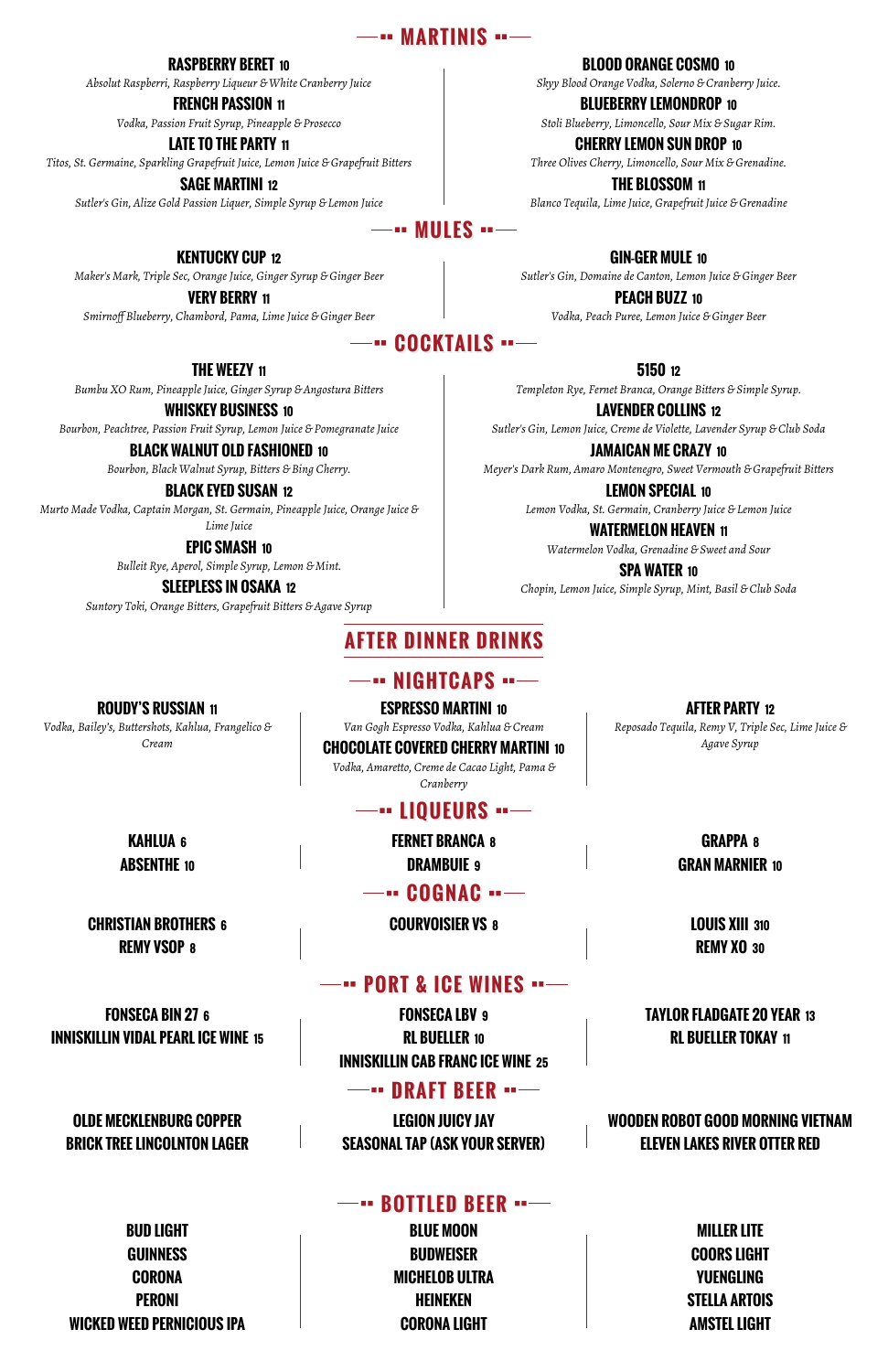## MARTINIS

**RASPBERRY BERET** 10
*Absolut Raspberri, Raspberry Liqueur & White Cranberry Juice*

**FRENCH PASSION** 11
*Vodka, Passion Fruit Syrup, Pineapple & Prosecco*

**LATE TO THE PARTY** 11
*Titos, St. Germaine, Sparkling Grapefruit Juice, Lemon Juice & Grapefruit Bitters*

**SAGE MARTINI** 12
*Sutler's Gin, Alize Gold Passion Liquer, Simple Syrup & Lemon Juice*

**BLOOD ORANGE COSMO** 10
*Skyy Blood Orange Vodka, Solerno & Cranberry Juice.*

**BLUEBERRY LEMONDROP** 10
*Stoli Blueberry, Limoncello, Sour Mix & Sugar Rim.*

**CHERRY LEMON SUN DROP** 10
*Three Olives Cherry, Limoncello, Sour Mix & Grenadine.*

**THE BLOSSOM** 11
*Blanco Tequila, Lime Juice, Grapefruit Juice & Grenadine*

## MULES

**KENTUCKY CUP** 12
*Maker's Mark, Triple Sec, Orange Juice, Ginger Syrup & Ginger Beer*

**VERY BERRY** 11
*Smirnoff Blueberry, Chambord, Pama, Lime Juice & Ginger Beer*

**GIN-GER MULE** 10
*Sutler's Gin, Domaine de Canton, Lemon Juice & Ginger Beer*

**PEACH BUZZ** 10
*Vodka, Peach Puree, Lemon Juice & Ginger Beer*

## COCKTAILS

**THE WEEZY** 11
*Bumbu XO Rum, Pineapple Juice, Ginger Syrup & Angostura Bitters*

**WHISKEY BUSINESS** 10
*Bourbon, Peachtree, Passion Fruit Syrup, Lemon Juice & Pomegranate Juice*

**BLACK WALNUT OLD FASHIONED** 10
*Bourbon, Black Walnut Syrup, Bitters & Bing Cherry.*

**BLACK EYED SUSAN** 12
*Murto Made Vodka, Captain Morgan, St. Germain, Pineapple Juice, Orange Juice & Lime Juice*

**EPIC SMASH** 10
*Bulleit Rye, Aperol, Simple Syrup, Lemon & Mint.*

**SLEEPLESS IN OSAKA** 12
*Suntory Toki, Orange Bitters, Grapefruit Bitters & Agave Syrup*

**5150** 12
*Templeton Rye, Fernet Branca, Orange Bitters & Simple Syrup.*

**LAVENDER COLLINS** 12
*Sutler's Gin, Lemon Juice, Creme de Violette, Lavender Syrup & Club Soda*

**JAMAICAN ME CRAZY** 10
*Meyer's Dark Rum, Amaro Montenegro, Sweet Vermouth & Grapefruit Bitters*

**LEMON SPECIAL** 10
*Lemon Vodka, St. Germain, Cranberry Juice & Lemon Juice*

**WATERMELON HEAVEN** 11
*Watermelon Vodka, Grenadine & Sweet and Sour*

**SPA WATER** 10
*Chopin, Lemon Juice, Simple Syrup, Mint, Basil & Club Soda*

# AFTER DINNER DRINKS

## NIGHTCAPS

**ROUDY'S RUSSIAN** 11
*Vodka, Bailey's, Buttershots, Kahlua, Frangelico & Cream*

**ESPRESSO MARTINI** 10
*Van Gogh Espresso Vodka, Kahlua & Cream*

**CHOCOLATE COVERED CHERRY MARTINI** 10
*Vodka, Amaretto, Creme de Cacao Light, Pama & Cranberry*

**AFTER PARTY** 12
*Reposado Tequila, Remy V, Triple Sec, Lime Juice & Agave Syrup*

## LIQUEURS

**KAHLUA** 6
**ABSENTHE** 10
**FERNET BRANCA** 8
**DRAMBUIE** 9
**GRAPPA** 8
**GRAN MARNIER** 10

## COGNAC

**CHRISTIAN BROTHERS** 6
**REMY VSOP** 8
**COURVOISIER VS** 8
**LOUIS XIII** 310
**REMY XO** 30

## PORT & ICE WINES

**FONSECA BIN 27** 6
**INNISKILLIN VIDAL PEARL ICE WINE** 15
**FONSECA LBV** 9
**RL BUELLER** 10
**INNISKILLIN CAB FRANC ICE WINE** 25
**TAYLOR FLADGATE 20 YEAR** 13
**RL BUELLER TOKAY** 11

## DRAFT BEER

**OLDE MECKLENBURG COPPER**
**BRICK TREE LINCOLNTON LAGER**
**LEGION JUICY JAY**
**SEASONAL TAP (ASK YOUR SERVER)**
**WOODEN ROBOT GOOD MORNING VIETNAM**
**ELEVEN LAKES RIVER OTTER RED**

## BOTTLED BEER

**BUD LIGHT**
**GUINNESS**
**CORONA**
**PERONI**
**WICKED WEED PERNICIOUS IPA**
**BLUE MOON**
**BUDWEISER**
**MICHELOB ULTRA**
**HEINEKEN**
**CORONA LIGHT**
**MILLER LITE**
**COORS LIGHT**
**YUENGLING**
**STELLA ARTOIS**
**AMSTEL LIGHT**